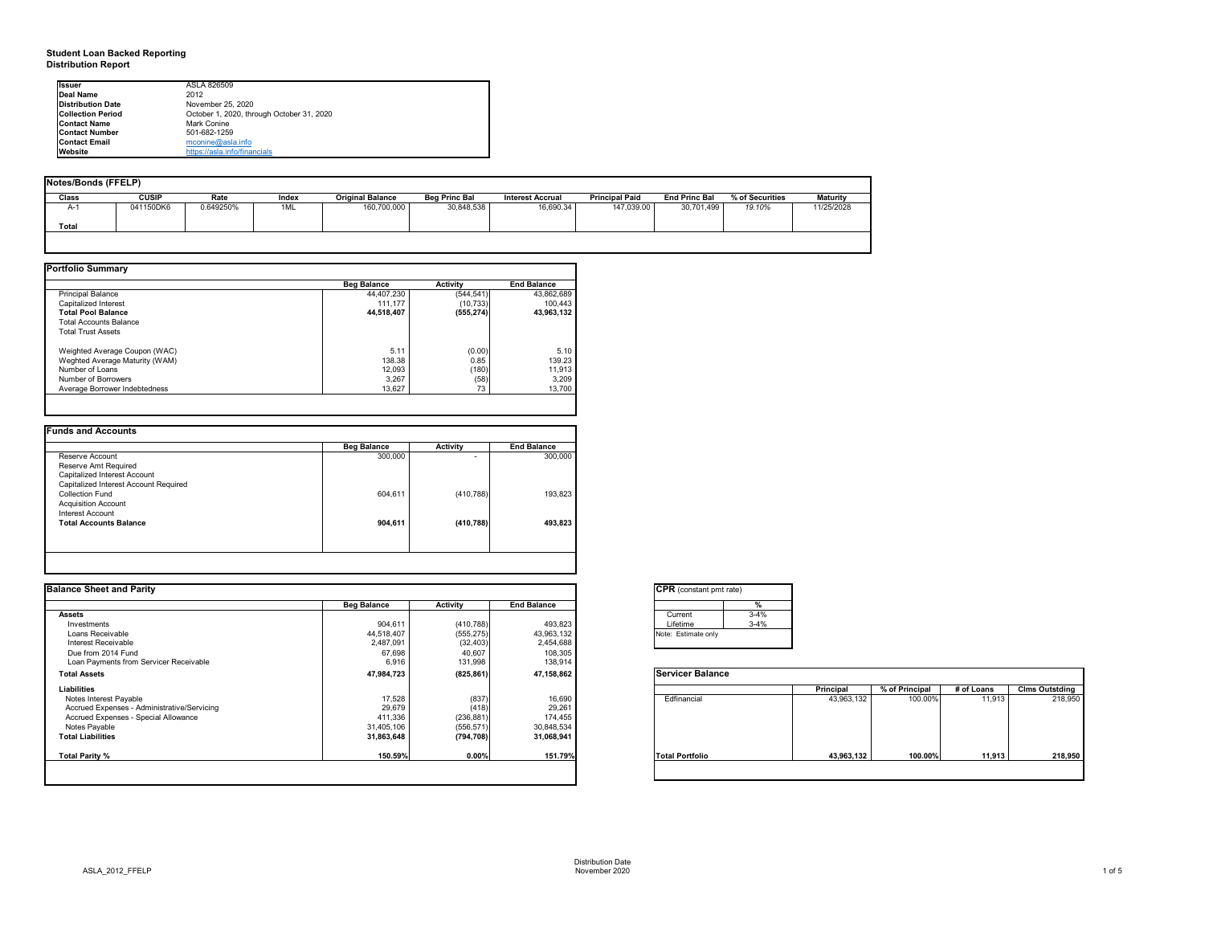# Student Loan Backed Reporting
## Distribution Report

| | |
|---|---|
| **Issuer** | ASLA 826509 |
| **Deal Name** | 2012 |
| **Distribution Date** | November 25, 2020 |
| **Collection Period** | October 1, 2020, through October 31, 2020 |
| **Contact Name** | Mark Conine |
| **Contact Number** | 501-682-1259 |
| **Contact Email** | mconine@asla.info |
| **Website** | https://asla.info/financials |

### Notes/Bonds (FFELP)

| Class | CUSIP | Rate | Index | Original Balance | Beg Princ Bal | Interest Accrual | Principal Paid | End Princ Bal | % of Securities | Maturity |
|---|---|---|---|---|---|---|---|---|---|---|
| A-1 | 041150DK6 | 0.649250% | 1ML | 160,700,000 | 30,848,538 | 16,690.34 | 147,039.00 | 30,701,499 | *19.10%* | 11/25/2028 |
| **Total** | | | | | | | | | | |

### Portfolio Summary

| | Beg Balance | Activity | End Balance |
|---|---|---|---|
| Principal Balance | 44,407,230 | (544,541) | 43,862,689 |
| Capitalized Interest | 111,177 | (10,733) | 100,443 |
| **Total Pool Balance** | **44,518,407** | **(555,274)** | **43,963,132** |
| Total Accounts Balance | | | |
| Total Trust Assets | | | |
| | | | |
| Weighted Average Coupon (WAC) | 5.11 | (0.00) | 5.10 |
| Weghted Average Maturity (WAM) | 138.38 | 0.85 | 139.23 |
| Number of Loans | 12,093 | (180) | 11,913 |
| Number of Borrowers | 3,267 | (58) | 3,209 |
| Average Borrower Indebtedness | 13,627 | 73 | 13,700 |

### Funds and Accounts

| | Beg Balance | Activity | End Balance |
|---|---|---|---|
| Reserve Account | 300,000 | - | 300,000 |
| Reserve Amt Required | | | |
| Capitalized Interest Account | | | |
| Capitalized Interest Account Required | | | |
| Collection Fund | 604,611 | (410,788) | 193,823 |
| Acquisition Account | | | |
| Interest Account | | | |
| **Total Accounts Balance** | **904,611** | **(410,788)** | **493,823** |

### Balance Sheet and Parity

| | Beg Balance | Activity | End Balance |
|---|---|---|---|
| **Assets** | | | |
| Investments | 904,611 | (410,788) | 493,823 |
| Loans Receivable | 44,518,407 | (555,275) | 43,963,132 |
| Interest Receivable | 2,487,091 | (32,403) | 2,454,688 |
| Due from 2014 Fund | 67,698 | 40,607 | 108,305 |
| Loan Payments from Servicer Receivable | 6,916 | 131,998 | 138,914 |
| **Total Assets** | **47,984,723** | **(825,861)** | **47,158,862** |
| **Liabilities** | | | |
| Notes Interest Payable | 17,528 | (837) | 16,690 |
| Accrued Expenses - Administrative/Servicing | 29,679 | (418) | 29,261 |
| Accrued Expenses - Special Allowance | 411,336 | (236,881) | 174,455 |
| Notes Payable | 31,405,106 | (556,571) | 30,848,534 |
| **Total Liabilities** | **31,863,648** | **(794,708)** | **31,068,941** |
| | | | |
| **Total Parity %** | **150.59%** | **0.00%** | **151.79%** |

### CPR (constant pmt rate)

| | % |
|---|---|
| Current | 3-4% |
| Lifetime | 3-4% |

Note: Estimate only

### Servicer Balance

| | Principal | % of Principal | # of Loans | Clms Outstding |
|---|---|---|---|---|
| Edfinancial | 43,963,132 | 100.00% | 11,913 | 218,950 |
| **Total Portfolio** | **43,963,132** | **100.00%** | **11,913** | **218,950** |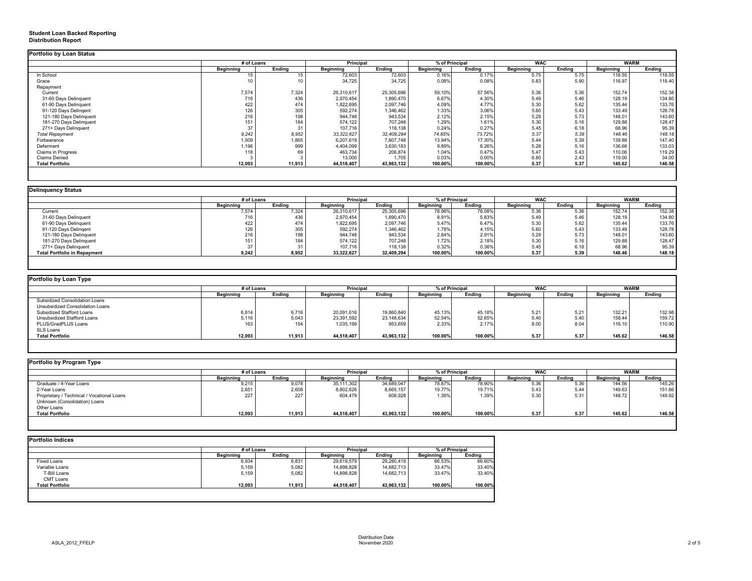**Student Loan Backed Reporting**
**Distribution Report**

## Portfolio by Loan Status

| | # of Loans | | Principal | | % of Principal | | WAC | | WARM | |
|---|---|---|---|---|---|---|---|---|---|---|
| | Beginning | Ending | Beginning | Ending | Beginning | Ending | Beginning | Ending | Beginning | Ending |
| In School | 15 | 15 | 72,603 | 72,603 | 0.16% | 0.17% | 5.75 | 5.75 | 118.55 | 118.55 |
| Grace | 10 | 10 | 34,725 | 34,725 | 0.08% | 0.08% | 5.83 | 5.90 | 116.97 | 118.40 |
| Repayment | | | | | | | | | | |
| Current | 7,574 | 7,324 | 26,310,617 | 25,305,696 | 59.10% | 57.56% | 5.36 | 5.36 | 152.74 | 152.38 |
| 31-60 Days Delinquent | 716 | 436 | 2,970,454 | 1,890,470 | 6.67% | 4.30% | 5.49 | 5.46 | 128.19 | 134.80 |
| 61-90 Days Delinquent | 422 | 474 | 1,822,695 | 2,097,746 | 4.09% | 4.77% | 5.30 | 5.62 | 135.44 | 133.76 |
| 91-120 Days Delingent | 126 | 305 | 592,274 | 1,346,462 | 1.33% | 3.06% | 5.60 | 5.43 | 133.49 | 128.78 |
| 121-180 Days Delinquent | 216 | 198 | 944,748 | 943,534 | 2.12% | 2.15% | 5.29 | 5.73 | 148.01 | 143.60 |
| 181-270 Days Delinquent | 151 | 184 | 574,122 | 707,248 | 1.29% | 1.61% | 5.30 | 5.16 | 129.88 | 128.47 |
| 271+ Days Delinquent | 37 | 31 | 107,716 | 118,138 | 0.24% | 0.27% | 5.45 | 6.18 | 68.96 | 95.39 |
| *Total Repayment* | *9,242* | *8,952* | *33,322,627* | *32,409,294* | *74.85%* | *73.72%* | *5.37* | *5.39* | *148.46* | *148.18* |
| Forbearance | 1,509 | 1,865 | 6,207,619 | 7,607,748 | 13.94% | 17.30% | 5.44 | 5.39 | 139.88 | 147.40 |
| Deferment | 1,196 | 999 | 4,404,099 | 3,630,183 | 9.89% | 8.26% | 5.28 | 5.16 | 136.68 | 133.03 |
| Claims in Progress | 118 | 69 | 463,734 | 206,874 | 1.04% | 0.47% | 5.47 | 5.43 | 110.06 | 119.29 |
| Claims Denied | 3 | 3 | 13,000 | 1,705 | 0.03% | 0.00% | 6.80 | 2.43 | 119.00 | 34.00 |
| **Total Portfolio** | **12,093** | **11,913** | **44,518,407** | **43,963,132** | **100.00%** | **100.00%** | **5.37** | **5.37** | **145.62** | **146.58** |

## Delinquency Status

| | # of Loans | | Principal | | % of Principal | | WAC | | WARM | |
|---|---|---|---|---|---|---|---|---|---|---|
| | Beginning | Ending | Beginning | Ending | Beginning | Ending | Beginning | Ending | Beginning | Ending |
| Current | 7,574 | 7,324 | 26,310,617 | 25,305,696 | 78.96% | 78.08% | 5.36 | 5.36 | 152.74 | 152.38 |
| 31-60 Days Delinquent | 716 | 436 | 2,970,454 | 1,890,470 | 8.91% | 5.83% | 5.49 | 5.46 | 128.19 | 134.80 |
| 61-90 Days Delinquent | 422 | 474 | 1,822,695 | 2,097,746 | 5.47% | 6.47% | 5.30 | 5.62 | 135.44 | 133.76 |
| 91-120 Days Delingent | 126 | 305 | 592,274 | 1,346,462 | 1.78% | 4.15% | 5.60 | 5.43 | 133.49 | 128.78 |
| 121-180 Days Delinquent | 216 | 198 | 944,748 | 943,534 | 2.84% | 2.91% | 5.29 | 5.73 | 148.01 | 143.60 |
| 181-270 Days Delinquent | 151 | 184 | 574,122 | 707,248 | 1.72% | 2.18% | 5.30 | 5.16 | 129.88 | 128.47 |
| 271+ Days Delinquent | 37 | 31 | 107,716 | 118,138 | 0.32% | 0.36% | 5.45 | 6.18 | 68.96 | 95.39 |
| **Total Portfolio in Repayment** | **9,242** | **8,952** | **33,322,627** | **32,409,294** | **100.00%** | **100.00%** | **5.37** | **5.39** | **148.46** | **148.18** |

## Portfolio by Loan Type

| | # of Loans | | Principal | | % of Principal | | WAC | | WARM | |
|---|---|---|---|---|---|---|---|---|---|---|
| | Beginning | Ending | Beginning | Ending | Beginning | Ending | Beginning | Ending | Beginning | Ending |
| Subsidized Consolidation Loans | | | | | | | | | | |
| Unsubsidized Consolidation Loans | | | | | | | | | | |
| Subsidized Stafford Loans | 6,814 | 6,716 | 20,091,616 | 19,860,840 | 45.13% | 45.18% | 5.21 | 5.21 | 132.21 | 132.98 |
| Unsubsidized Stafford Loans | 5,116 | 5,043 | 23,391,592 | 23,148,634 | 52.54% | 52.65% | 5.40 | 5.40 | 158.44 | 159.72 |
| PLUS/GradPLUS Loans | 163 | 154 | 1,035,199 | 953,659 | 2.33% | 2.17% | 8.00 | 8.04 | 116.10 | 110.90 |
| SLS Loans | | | | | | | | | | |
| **Total Portfolio** | **12,093** | **11,913** | **44,518,407** | **43,963,132** | **100.00%** | **100.00%** | **5.37** | **5.37** | **145.62** | **146.58** |

## Portfolio by Program Type

| | # of Loans | | Principal | | % of Principal | | WAC | | WARM | |
|---|---|---|---|---|---|---|---|---|---|---|
| | Beginning | Ending | Beginning | Ending | Beginning | Ending | Beginning | Ending | Beginning | Ending |
| Graduate / 4-Year Loans | 9,215 | 9,078 | 35,111,302 | 34,689,047 | 78.87% | 78.90% | 5.36 | 5.36 | 144.56 | 145.26 |
| 2-Year Loans | 2,651 | 2,608 | 8,802,626 | 8,665,157 | 19.77% | 19.71% | 5.43 | 5.44 | 149.63 | 151.66 |
| Proprietary / Technical / Vocational Loans | 227 | 227 | 604,479 | 608,928 | 1.36% | 1.39% | 5.30 | 5.31 | 148.72 | 149.92 |
| Unknown (Consolidation) Loans | | | | | | | | | | |
| Other Loans | | | | | | | | | | |
| **Total Portfolio** | **12,093** | **11,913** | **44,518,407** | **43,963,132** | **100.00%** | **100.00%** | **5.37** | **5.37** | **145.62** | **146.58** |

## Portfolio Indices

| | # of Loans | | Principal | | % of Principal | |
|---|---|---|---|---|---|---|
| | Beginning | Ending | Beginning | Ending | Beginning | Ending |
| Fixed Loans | 6,934 | 6,831 | 29,619,579 | 29,280,419 | 66.53% | 66.60% |
| Variable Loans | 5,159 | 5,082 | 14,898,828 | 14,682,713 | 33.47% | 33.40% |
| T-Bill Loans | 5,159 | 5,082 | 14,898,828 | 14,682,713 | 33.47% | 33.40% |
| CMT Loans | | | | | | |
| **Total Portfolio** | **12,093** | **11,913** | **44,518,407** | **43,963,132** | **100.00%** | **100.00%** |

ASLA_2012_FFELP

Distribution Date
November 2020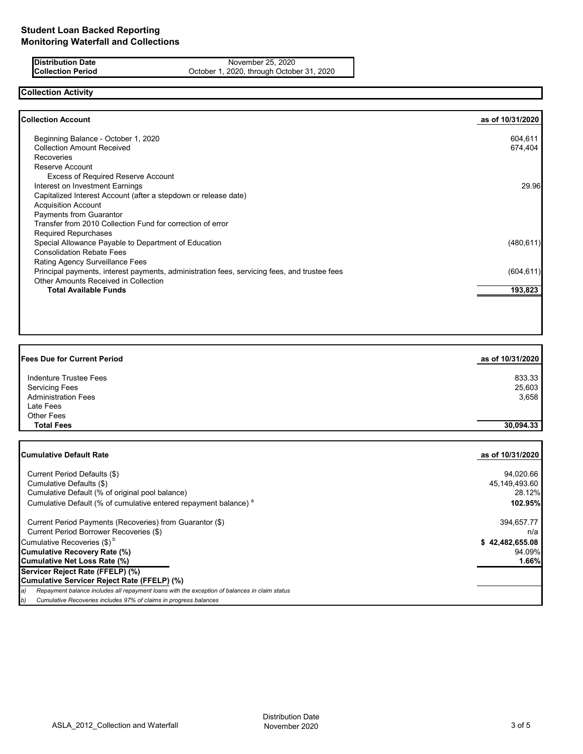# Student Loan Backed Reporting
# Monitoring Waterfall and Collections

| | |
|---|---|
| **Distribution Date** | November 25, 2020 |
| **Collection Period** | October 1, 2020, through October 31, 2020 |

## Collection Activity

| **Collection Account** | **as of 10/31/2020** |
|---|---|
| Beginning Balance - October 1, 2020 | 604,611 |
| Collection Amount Received | 674,404 |
| Recoveries | |
| Reserve Account | |
| Excess of Required Reserve Account | |
| Interest on Investment Earnings | 29.96 |
| Capitalized Interest Account (after a stepdown or release date) | |
| Acquisition Account | |
| Payments from Guarantor | |
| Transfer from 2010 Collection Fund for correction of error | |
| Required Repurchases | |
| Special Allowance Payable to Department of Education | (480,611) |
| Consolidation Rebate Fees | |
| Rating Agency Surveillance Fees | |
| Principal payments, interest payments, administration fees, servicing fees, and trustee fees | (604,611) |
| Other Amounts Received in Collection | |
| **Total Available Funds** | **193,823** |

| **Fees Due for Current Period** | **as of 10/31/2020** |
|---|---|
| Indenture Trustee Fees | 833.33 |
| Servicing Fees | 25,603 |
| Administration Fees | 3,658 |
| Late Fees | |
| Other Fees | |
| **Total Fees** | **30,094.33** |

| **Cumulative Default Rate** | **as of 10/31/2020** |
|---|---|
| Current Period Defaults ($) | 94,020.66 |
| Cumulative Defaults ($) | 45,149,493.60 |
| Cumulative Default (% of original pool balance) | 28.12% |
| Cumulative Default (% of cumulative entered repayment balance) [a] | **102.95%** |
| Current Period Payments (Recoveries) from Guarantor ($) | 394,657.77 |
| Current Period Borrower Recoveries ($) | n/a |
| Cumulative Recoveries ($) [b] | **$ 42,482,655.08** |
| **Cumulative Recovery Rate (%)** | 94.09% |
| **Cumulative Net Loss Rate (%)** | **1.66%** |
| **Servicer Reject Rate (FFELP) (%)** | |
| **Cumulative Servicer Reject Rate (FFELP) (%)** | |

*a) Repayment balance includes all repayment loans with the exception of balances in claim status*

*b) Cumulative Recoveries includes 97% of claims in progress balances*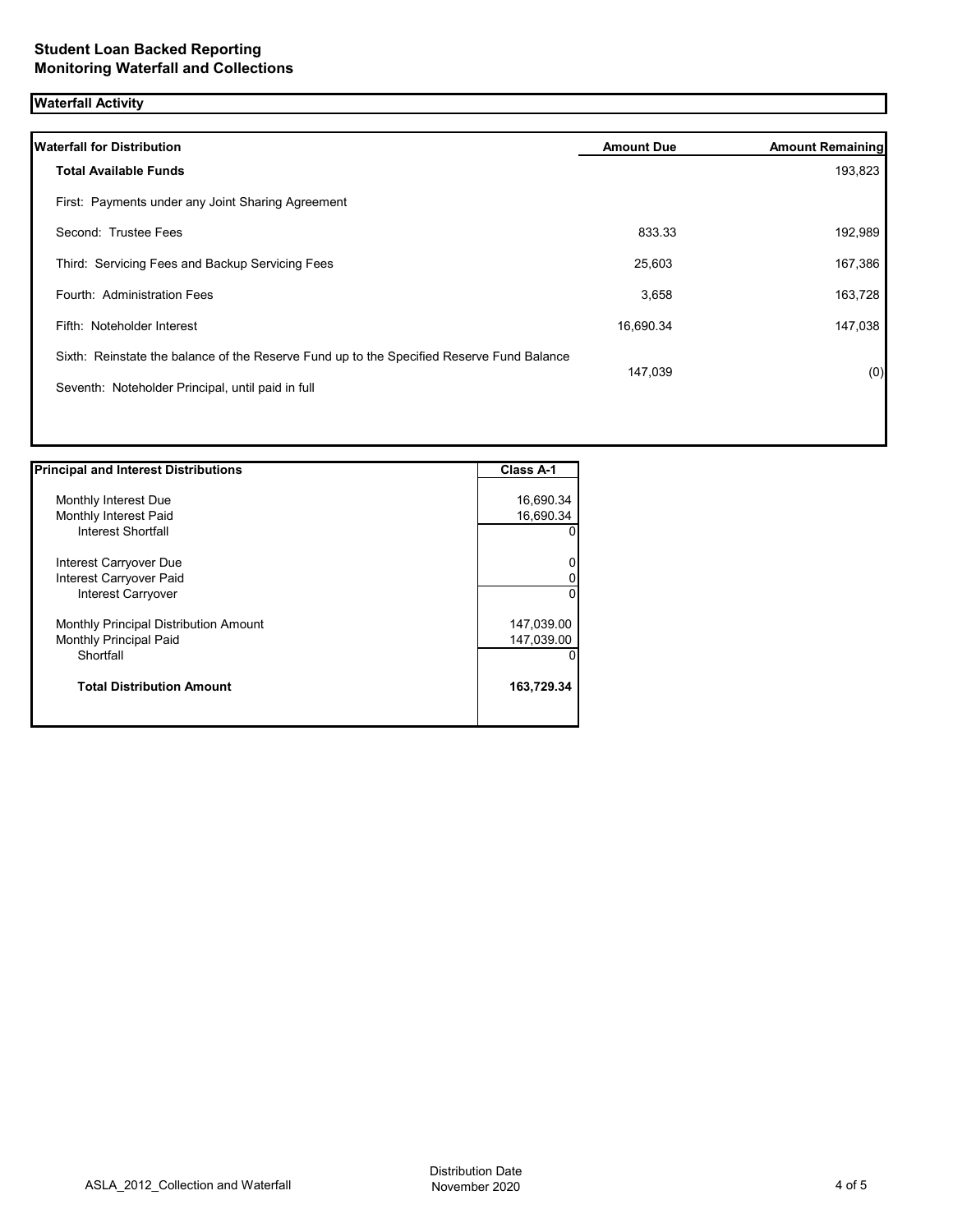# Student Loan Backed Reporting
## Monitoring Waterfall and Collections

### Waterfall Activity

| Waterfall for Distribution | Amount Due | Amount Remaining |
|---|---|---|
| **Total Available Funds** | | 193,823 |
| First: Payments under any Joint Sharing Agreement | | |
| Second: Trustee Fees | 833.33 | 192,989 |
| Third: Servicing Fees and Backup Servicing Fees | 25,603 | 167,386 |
| Fourth: Administration Fees | 3,658 | 163,728 |
| Fifth: Noteholder Interest | 16,690.34 | 147,038 |
| Sixth: Reinstate the balance of the Reserve Fund up to the Specified Reserve Fund Balance | | |
| Seventh: Noteholder Principal, until paid in full | 147,039 | (0) |

| Principal and Interest Distributions | Class A-1 |
|---|---|
| Monthly Interest Due | 16,690.34 |
| Monthly Interest Paid | 16,690.34 |
| Interest Shortfall | 0 |
| Interest Carryover Due | 0 |
| Interest Carryover Paid | 0 |
| Interest Carryover | 0 |
| Monthly Principal Distribution Amount | 147,039.00 |
| Monthly Principal Paid | 147,039.00 |
| Shortfall | 0 |
| **Total Distribution Amount** | **163,729.34** |

ASLA_2012_Collection and Waterfall

Distribution Date
November 2020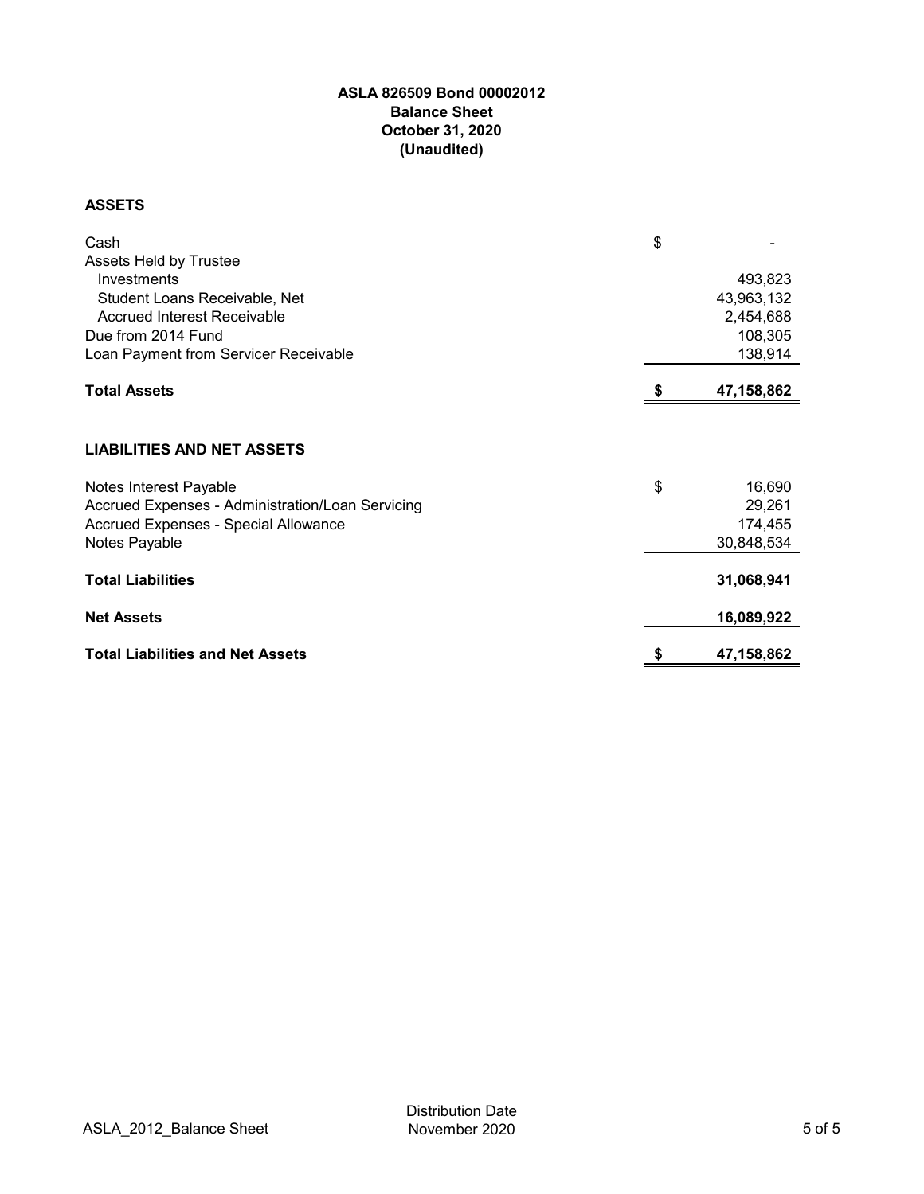**ASLA 826509 Bond 00002012**
**Balance Sheet**
**October 31, 2020**
**(Unaudited)**

**ASSETS**

| | | |
|---|---|---|
| Cash | $ | - |
| Assets Held by Trustee | | |
| Investments | | 493,823 |
| Student Loans Receivable, Net | | 43,963,132 |
| Accrued Interest Receivable | | 2,454,688 |
| Due from 2014 Fund | | 108,305 |
| Loan Payment from Servicer Receivable | | 138,914 |
| **Total Assets** | **$** | **47,158,862** |

**LIABILITIES AND NET ASSETS**

| | | |
|---|---|---|
| Notes Interest Payable | $ | 16,690 |
| Accrued Expenses - Administration/Loan Servicing | | 29,261 |
| Accrued Expenses - Special Allowance | | 174,455 |
| Notes Payable | | 30,848,534 |
| **Total Liabilities** | | **31,068,941** |
| **Net Assets** | | **16,089,922** |
| **Total Liabilities and Net Assets** | **$** | **47,158,862** |

ASLA_2012_Balance Sheet

Distribution Date
November 2020